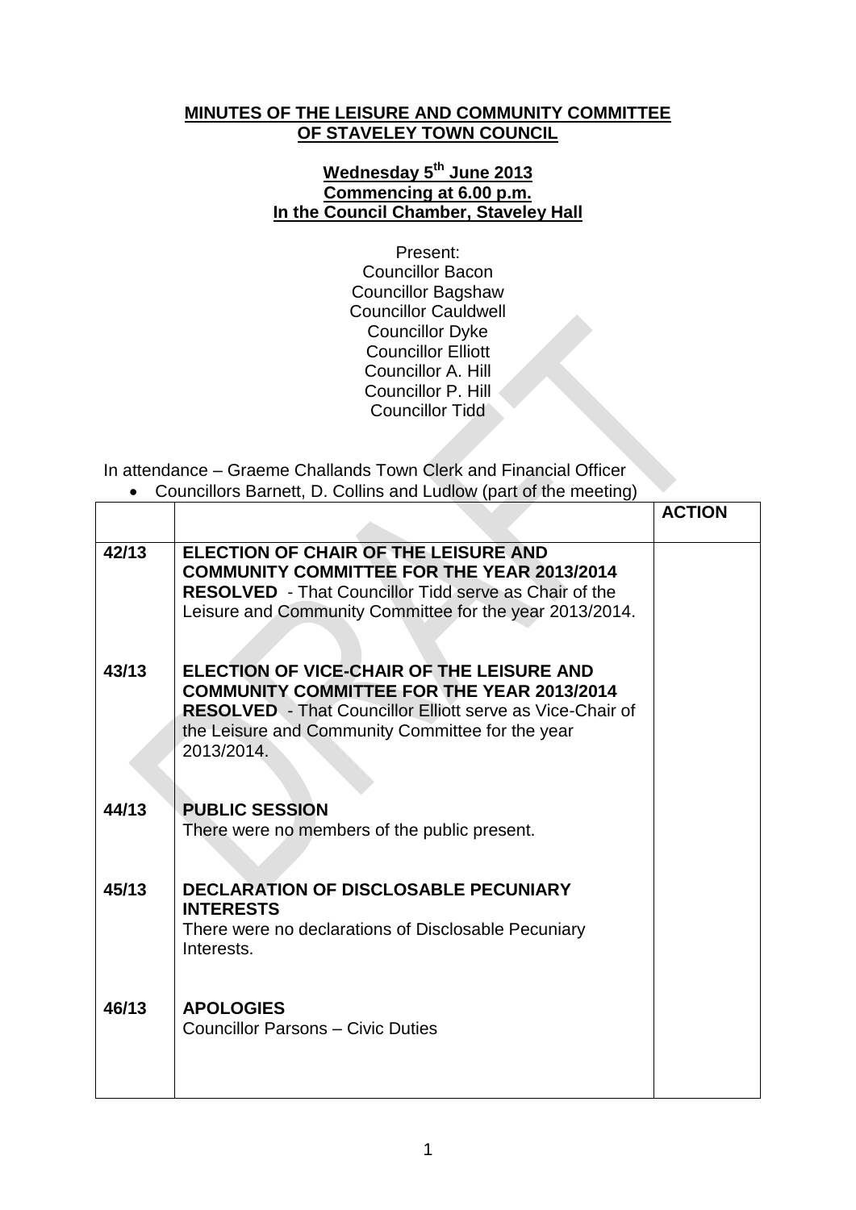**MINUTES OF THE LEISURE AND COMMUNITY COMMITTEE OF STAVELEY TOWN COUNCIL**

**Wednesday 5th June 2013**
**Commencing at 6.00 p.m.**
**In the Council Chamber, Staveley Hall**

Present:
Councillor Bacon
Councillor Bagshaw
Councillor Cauldwell
Councillor Dyke
Councillor Elliott
Councillor A. Hill
Councillor P. Hill
Councillor Tidd

In attendance – Graeme Challands Town Clerk and Financial Officer

- Councillors Barnett, D. Collins and Ludlow (part of the meeting)

| | | ACTION |
|---|---|---|
| 42/13 | **ELECTION OF CHAIR OF THE LEISURE AND COMMUNITY COMMITTEE FOR THE YEAR 2013/2014**<br>**RESOLVED** - That Councillor Tidd serve as Chair of the Leisure and Community Committee for the year 2013/2014. | |
| 43/13 | **ELECTION OF VICE-CHAIR OF THE LEISURE AND COMMUNITY COMMITTEE FOR THE YEAR 2013/2014**<br>**RESOLVED** - That Councillor Elliott serve as Vice-Chair of the Leisure and Community Committee for the year 2013/2014. | |
| 44/13 | **PUBLIC SESSION**<br>There were no members of the public present. | |
| 45/13 | **DECLARATION OF DISCLOSABLE PECUNIARY INTERESTS**<br>There were no declarations of Disclosable Pecuniary Interests. | |
| 46/13 | **APOLOGIES**<br>Councillor Parsons – Civic Duties | |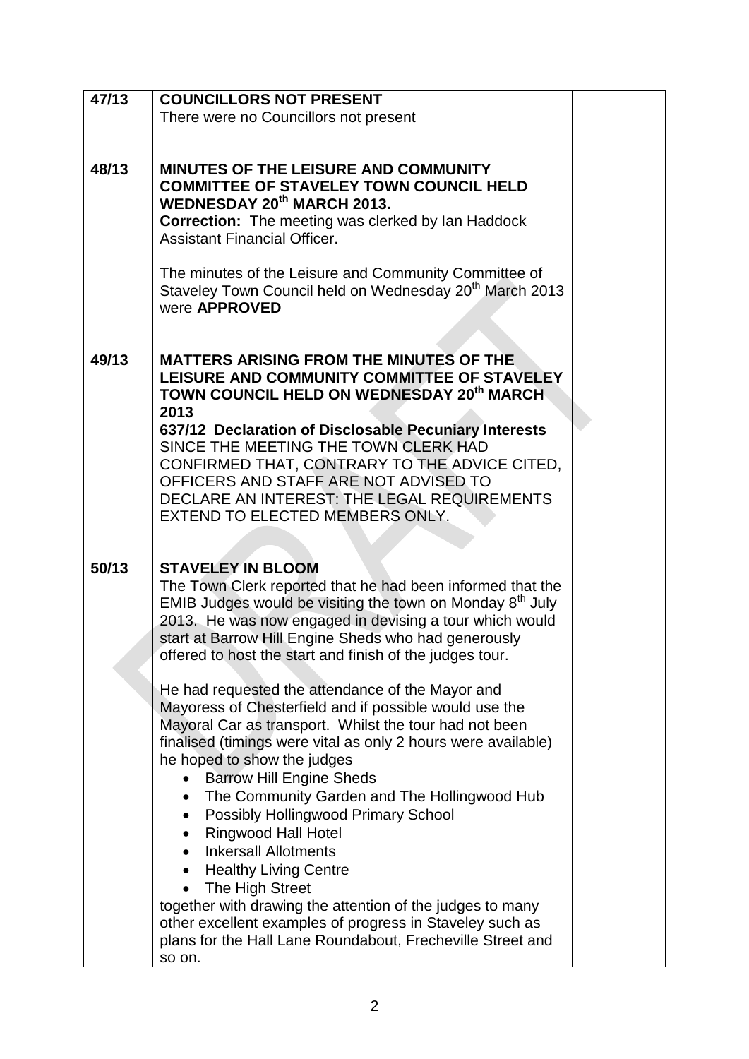| | | |
|---|---|---|
| 47/13 | **COUNCILLORS NOT PRESENT**<br>There were no Councillors not present | |
| 48/13 | **MINUTES OF THE LEISURE AND COMMUNITY COMMITTEE OF STAVELEY TOWN COUNCIL HELD WEDNESDAY 20th MARCH 2013.**<br>**Correction:** The meeting was clerked by Ian Haddock Assistant Financial Officer.<br><br>The minutes of the Leisure and Community Committee of Staveley Town Council held on Wednesday 20th March 2013 were **APPROVED** | |
| 49/13 | **MATTERS ARISING FROM THE MINUTES OF THE LEISURE AND COMMUNITY COMMITTEE OF STAVELEY TOWN COUNCIL HELD ON WEDNESDAY 20th MARCH 2013**<br>**637/12 Declaration of Disclosable Pecuniary Interests**<br>SINCE THE MEETING THE TOWN CLERK HAD CONFIRMED THAT, CONTRARY TO THE ADVICE CITED, OFFICERS AND STAFF ARE NOT ADVISED TO DECLARE AN INTEREST: THE LEGAL REQUIREMENTS EXTEND TO ELECTED MEMBERS ONLY. | |
| 50/13 | **STAVELEY IN BLOOM**<br>The Town Clerk reported that he had been informed that the EMIB Judges would be visiting the town on Monday 8th July 2013. He was now engaged in devising a tour which would start at Barrow Hill Engine Sheds who had generously offered to host the start and finish of the judges tour.<br><br>He had requested the attendance of the Mayor and Mayoress of Chesterfield and if possible would use the Mayoral Car as transport. Whilst the tour had not been finalised (timings were vital as only 2 hours were available) he hoped to show the judges<br>• Barrow Hill Engine Sheds<br>• The Community Garden and The Hollingwood Hub<br>• Possibly Hollingwood Primary School<br>• Ringwood Hall Hotel<br>• Inkersall Allotments<br>• Healthy Living Centre<br>• The High Street<br>together with drawing the attention of the judges to many other excellent examples of progress in Staveley such as plans for the Hall Lane Roundabout, Frecheville Street and so on. | |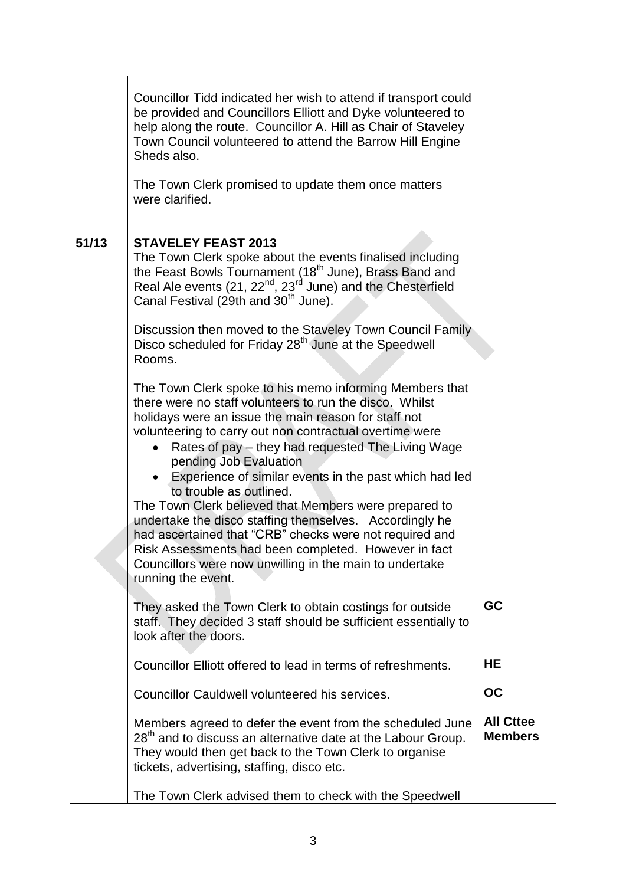| | | |
|---|---|---|
| | Councillor Tidd indicated her wish to attend if transport could be provided and Councillors Elliott and Dyke volunteered to help along the route. Councillor A. Hill as Chair of Staveley Town Council volunteered to attend the Barrow Hill Engine Sheds also.<br><br>The Town Clerk promised to update them once matters were clarified. | |
| **51/13** | **STAVELEY FEAST 2013**<br>The Town Clerk spoke about the events finalised including the Feast Bowls Tournament (18th June), Brass Band and Real Ale events (21, 22nd, 23rd June) and the Chesterfield Canal Festival (29th and 30th June).<br><br>Discussion then moved to the Staveley Town Council Family Disco scheduled for Friday 28th June at the Speedwell Rooms.<br><br>The Town Clerk spoke to his memo informing Members that there were no staff volunteers to run the disco. Whilst holidays were an issue the main reason for staff not volunteering to carry out non contractual overtime were<br>• Rates of pay – they had requested The Living Wage pending Job Evaluation<br>• Experience of similar events in the past which had led to trouble as outlined.<br>The Town Clerk believed that Members were prepared to undertake the disco staffing themselves. Accordingly he had ascertained that "CRB" checks were not required and Risk Assessments had been completed. However in fact Councillors were now unwilling in the main to undertake running the event. | |
| | They asked the Town Clerk to obtain costings for outside staff. They decided 3 staff should be sufficient essentially to look after the doors. | **GC** |
| | Councillor Elliott offered to lead in terms of refreshments. | **HE** |
| | Councillor Cauldwell volunteered his services. | **OC** |
| | Members agreed to defer the event from the scheduled June 28th and to discuss an alternative date at the Labour Group. They would then get back to the Town Clerk to organise tickets, advertising, staffing, disco etc. | **All Cttee Members** |
| | The Town Clerk advised them to check with the Speedwell | |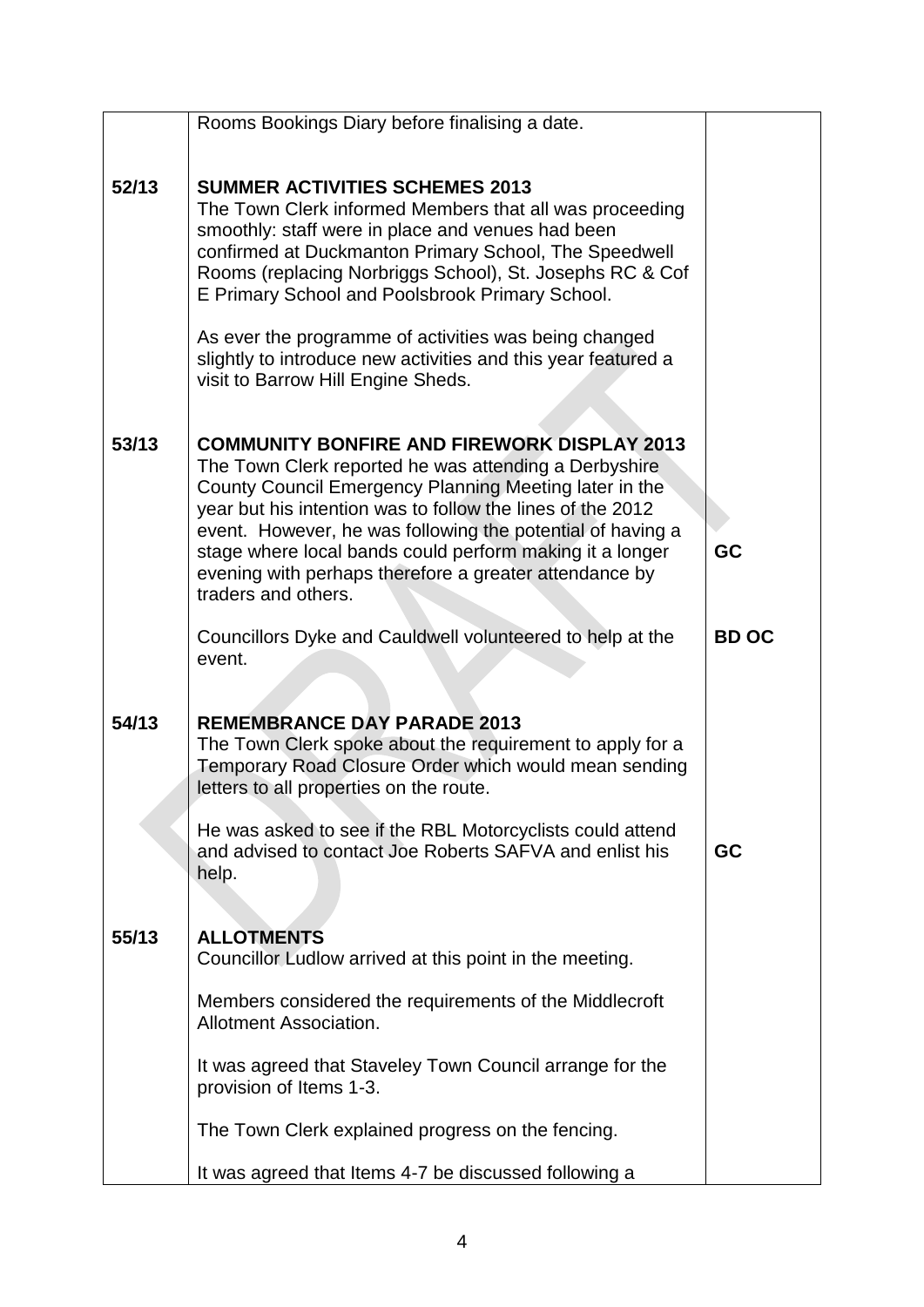| | | |
|---|---|---|
| | Rooms Bookings Diary before finalising a date. | |
| **52/13** | **SUMMER ACTIVITIES SCHEMES 2013**<br>The Town Clerk informed Members that all was proceeding smoothly: staff were in place and venues had been confirmed at Duckmanton Primary School, The Speedwell Rooms (replacing Norbriggs School), St. Josephs RC & Cof E Primary School and Poolsbrook Primary School.<br><br>As ever the programme of activities was being changed slightly to introduce new activities and this year featured a visit to Barrow Hill Engine Sheds. | |
| **53/13** | **COMMUNITY BONFIRE AND FIREWORK DISPLAY 2013**<br>The Town Clerk reported he was attending a Derbyshire County Council Emergency Planning Meeting later in the year but his intention was to follow the lines of the 2012 event. However, he was following the potential of having a stage where local bands could perform making it a longer evening with perhaps therefore a greater attendance by traders and others. | **GC** |
| | Councillors Dyke and Cauldwell volunteered to help at the event. | **BD OC** |
| **54/13** | **REMEMBRANCE DAY PARADE 2013**<br>The Town Clerk spoke about the requirement to apply for a Temporary Road Closure Order which would mean sending letters to all properties on the route.<br><br>He was asked to see if the RBL Motorcyclists could attend and advised to contact Joe Roberts SAFVA and enlist his help. | **GC** |
| **55/13** | **ALLOTMENTS**<br>Councillor Ludlow arrived at this point in the meeting.<br><br>Members considered the requirements of the Middlecroft Allotment Association.<br><br>It was agreed that Staveley Town Council arrange for the provision of Items 1-3.<br><br>The Town Clerk explained progress on the fencing.<br><br>It was agreed that Items 4-7 be discussed following a | |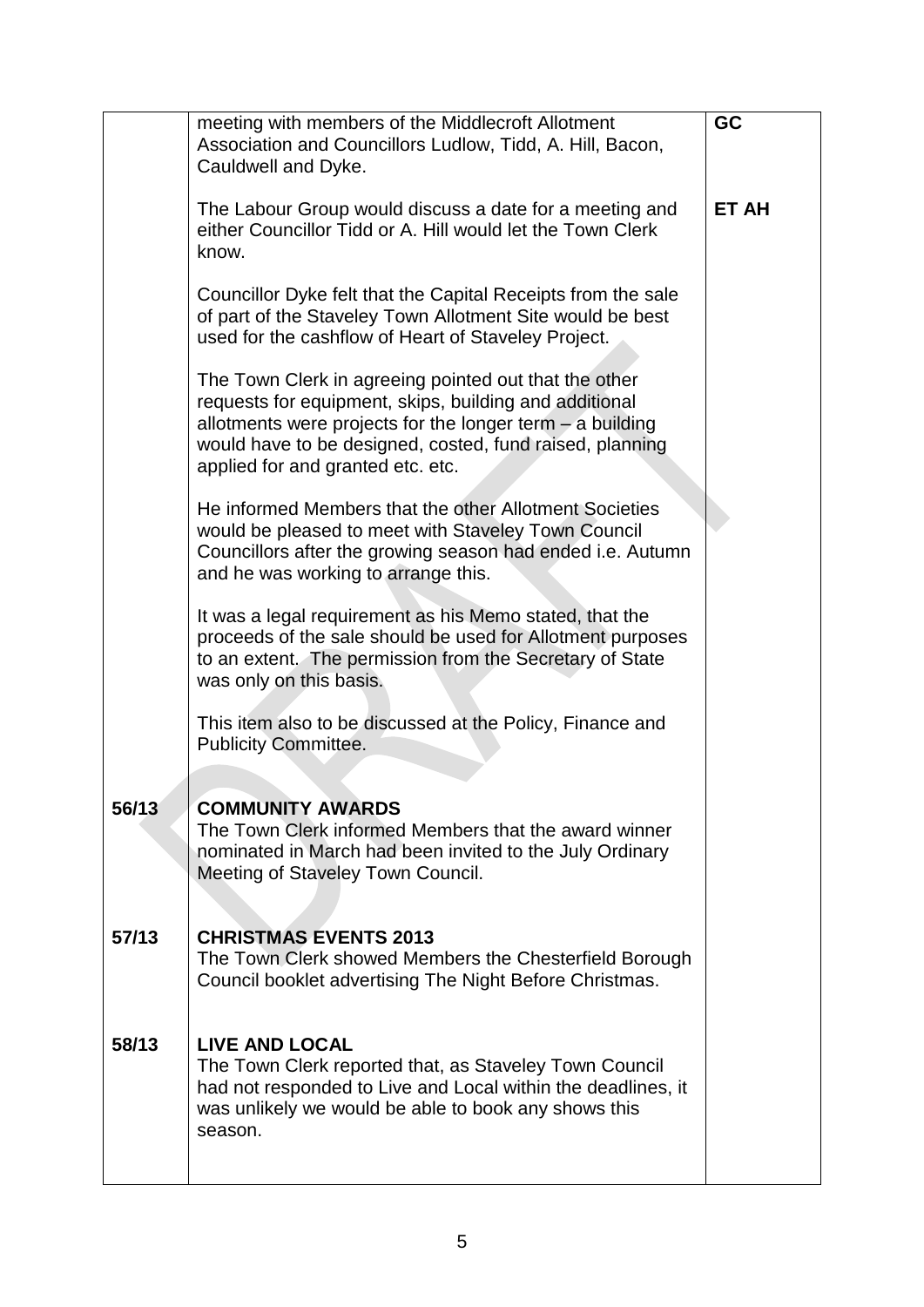| | | |
|---|---|---|
| | meeting with members of the Middlecroft Allotment Association and Councillors Ludlow, Tidd, A. Hill, Bacon, Cauldwell and Dyke.<br><br>The Labour Group would discuss a date for a meeting and either Councillor Tidd or A. Hill would let the Town Clerk know.<br><br>Councillor Dyke felt that the Capital Receipts from the sale of part of the Staveley Town Allotment Site would be best used for the cashflow of Heart of Staveley Project.<br><br>The Town Clerk in agreeing pointed out that the other requests for equipment, skips, building and additional allotments were projects for the longer term – a building would have to be designed, costed, fund raised, planning applied for and granted etc. etc.<br><br>He informed Members that the other Allotment Societies would be pleased to meet with Staveley Town Council Councillors after the growing season had ended i.e. Autumn and he was working to arrange this.<br><br>It was a legal requirement as his Memo stated, that the proceeds of the sale should be used for Allotment purposes to an extent. The permission from the Secretary of State was only on this basis.<br><br>This item also to be discussed at the Policy, Finance and Publicity Committee. | **GC**<br><br><br><br>**ET AH** |
| **56/13** | **COMMUNITY AWARDS**<br>The Town Clerk informed Members that the award winner nominated in March had been invited to the July Ordinary Meeting of Staveley Town Council. | |
| **57/13** | **CHRISTMAS EVENTS 2013**<br>The Town Clerk showed Members the Chesterfield Borough Council booklet advertising The Night Before Christmas. | |
| **58/13** | **LIVE AND LOCAL**<br>The Town Clerk reported that, as Staveley Town Council had not responded to Live and Local within the deadlines, it was unlikely we would be able to book any shows this season. | |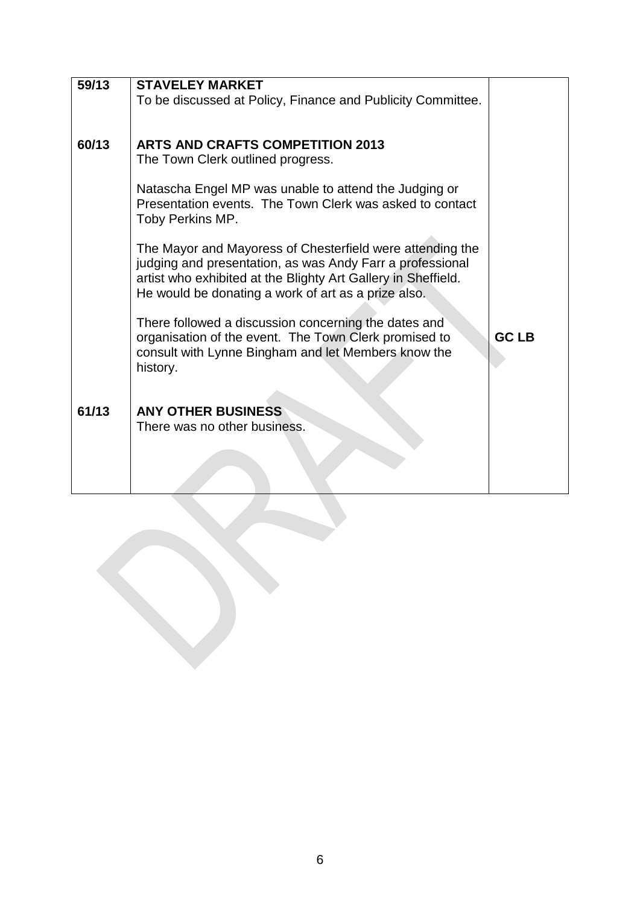| | | |
|---|---|---|
| **59/13** | **STAVELEY MARKET**<br>To be discussed at Policy, Finance and Publicity Committee. | |
| **60/13** | **ARTS AND CRAFTS COMPETITION 2013**<br>The Town Clerk outlined progress.<br><br>Natascha Engel MP was unable to attend the Judging or Presentation events. The Town Clerk was asked to contact Toby Perkins MP.<br><br>The Mayor and Mayoress of Chesterfield were attending the judging and presentation, as was Andy Farr a professional artist who exhibited at the Blighty Art Gallery in Sheffield. He would be donating a work of art as a prize also.<br><br>There followed a discussion concerning the dates and organisation of the event. The Town Clerk promised to consult with Lynne Bingham and let Members know the history. | **GC LB** |
| **61/13** | **ANY OTHER BUSINESS**<br>There was no other business. | |

DRAFT